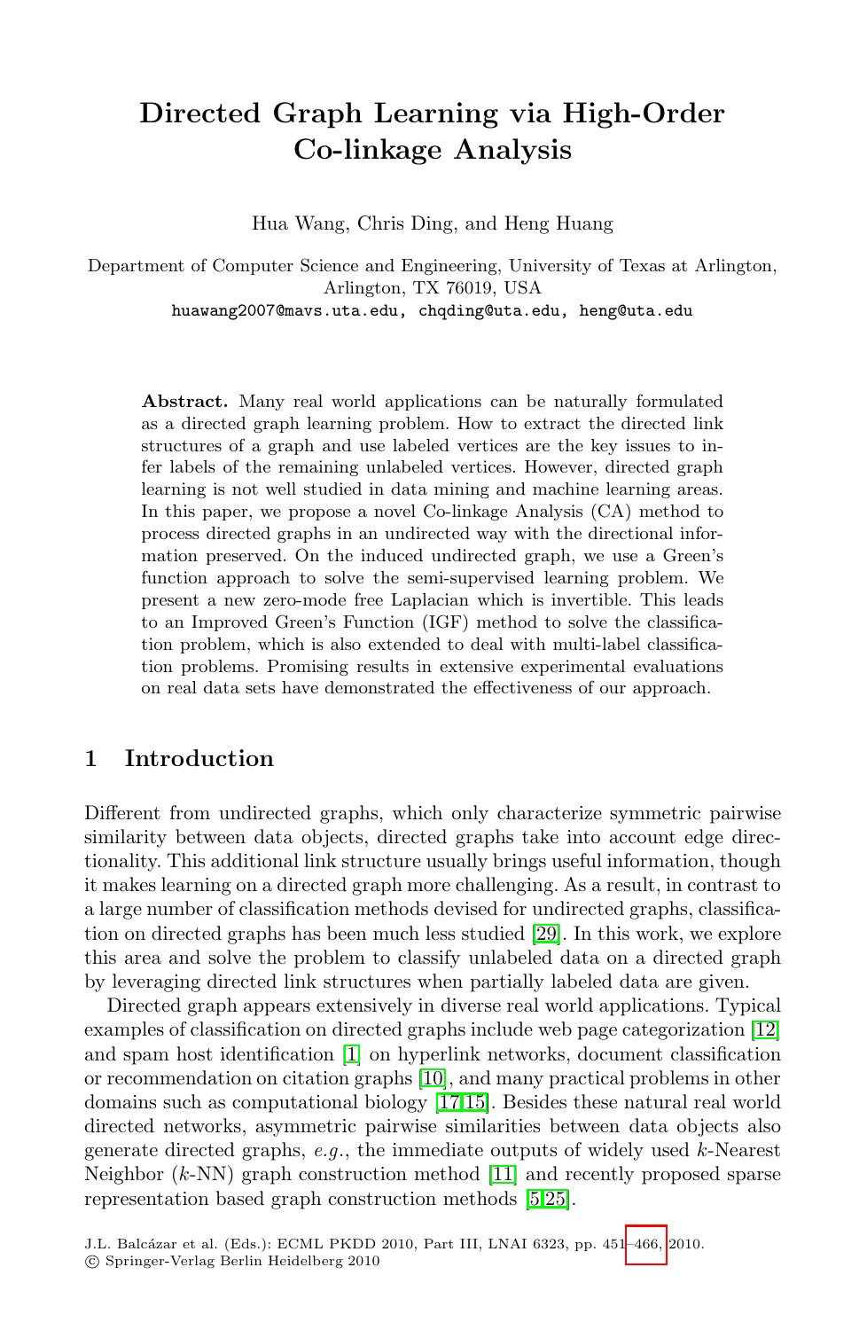# Directed Graph Learning via High-Order Co-linkage Analysis

Hua Wang, Chris Ding, and Heng Huang

Department of Computer Science and Engineering, University of Texas at Arlington, Arlington, TX 76019, USA
huawang2007@mavs.uta.edu, chqding@uta.edu, heng@uta.edu

**Abstract.** Many real world applications can be naturally formulated as a directed graph learning problem. How to extract the directed link structures of a graph and use labeled vertices are the key issues to infer labels of the remaining unlabeled vertices. However, directed graph learning is not well studied in data mining and machine learning areas. In this paper, we propose a novel Co-linkage Analysis (CA) method to process directed graphs in an undirected way with the directional information preserved. On the induced undirected graph, we use a Green's function approach to solve the semi-supervised learning problem. We present a new zero-mode free Laplacian which is invertible. This leads to an Improved Green's Function (IGF) method to solve the classification problem, which is also extended to deal with multi-label classification problems. Promising results in extensive experimental evaluations on real data sets have demonstrated the effectiveness of our approach.

## 1 Introduction

Different from undirected graphs, which only characterize symmetric pairwise similarity between data objects, directed graphs take into account edge directionality. This additional link structure usually brings useful information, though it makes learning on a directed graph more challenging. As a result, in contrast to a large number of classification methods devised for undirected graphs, classification on directed graphs has been much less studied [29]. In this work, we explore this area and solve the problem to classify unlabeled data on a directed graph by leveraging directed link structures when partially labeled data are given.

Directed graph appears extensively in diverse real world applications. Typical examples of classification on directed graphs include web page categorization [12] and spam host identification [1] on hyperlink networks, document classification or recommendation on citation graphs [10], and many practical problems in other domains such as computational biology [17,15]. Besides these natural real world directed networks, asymmetric pairwise similarities between data objects also generate directed graphs, *e.g.*, the immediate outputs of widely used $k$-Nearest Neighbor ($k$-NN) graph construction method [11] and recently proposed sparse representation based graph construction methods [5,25].

J.L. Balcázar et al. (Eds.): ECML PKDD 2010, Part III, LNAI 6323, pp. 451–466, 2010.
© Springer-Verlag Berlin Heidelberg 2010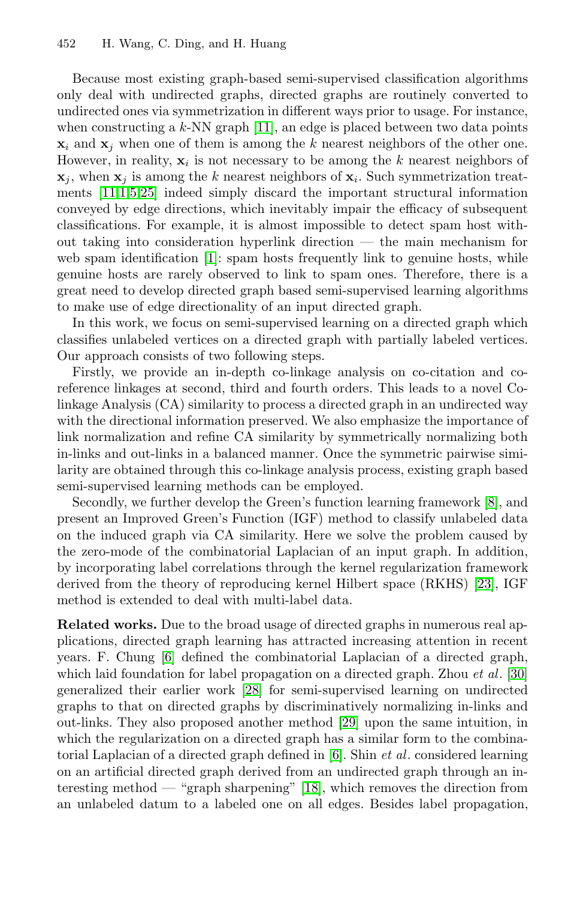Because most existing graph-based semi-supervised classification algorithms only deal with undirected graphs, directed graphs are routinely converted to undirected ones via symmetrization in different ways prior to usage. For instance, when constructing a $k$-NN graph [11], an edge is placed between two data points $\mathbf{x}_i$ and $\mathbf{x}_j$ when one of them is among the $k$ nearest neighbors of the other one. However, in reality, $\mathbf{x}_i$ is not necessary to be among the $k$ nearest neighbors of $\mathbf{x}_j$, when $\mathbf{x}_j$ is among the $k$ nearest neighbors of $\mathbf{x}_i$. Such symmetrization treatments [11,1,5,25] indeed simply discard the important structural information conveyed by edge directions, which inevitably impair the efficacy of subsequent classifications. For example, it is almost impossible to detect spam host without taking into consideration hyperlink direction — the main mechanism for web spam identification [1]: spam hosts frequently link to genuine hosts, while genuine hosts are rarely observed to link to spam ones. Therefore, there is a great need to develop directed graph based semi-supervised learning algorithms to make use of edge directionality of an input directed graph.

In this work, we focus on semi-supervised learning on a directed graph which classifies unlabeled vertices on a directed graph with partially labeled vertices. Our approach consists of two following steps.

Firstly, we provide an in-depth co-linkage analysis on co-citation and co-reference linkages at second, third and fourth orders. This leads to a novel Co-linkage Analysis (CA) similarity to process a directed graph in an undirected way with the directional information preserved. We also emphasize the importance of link normalization and refine CA similarity by symmetrically normalizing both in-links and out-links in a balanced manner. Once the symmetric pairwise similarity are obtained through this co-linkage analysis process, existing graph based semi-supervised learning methods can be employed.

Secondly, we further develop the Green's function learning framework [8], and present an Improved Green's Function (IGF) method to classify unlabeled data on the induced graph via CA similarity. Here we solve the problem caused by the zero-mode of the combinatorial Laplacian of an input graph. In addition, by incorporating label correlations through the kernel regularization framework derived from the theory of reproducing kernel Hilbert space (RKHS) [23], IGF method is extended to deal with multi-label data.

**Related works.** Due to the broad usage of directed graphs in numerous real applications, directed graph learning has attracted increasing attention in recent years. F. Chung [6] defined the combinatorial Laplacian of a directed graph, which laid foundation for label propagation on a directed graph. Zhou *et al.* [30] generalized their earlier work [28] for semi-supervised learning on undirected graphs to that on directed graphs by discriminatively normalizing in-links and out-links. They also proposed another method [29] upon the same intuition, in which the regularization on a directed graph has a similar form to the combinatorial Laplacian of a directed graph defined in [6]. Shin *et al.* considered learning on an artificial directed graph derived from an undirected graph through an interesting method — "graph sharpening" [18], which removes the direction from an unlabeled datum to a labeled one on all edges. Besides label propagation,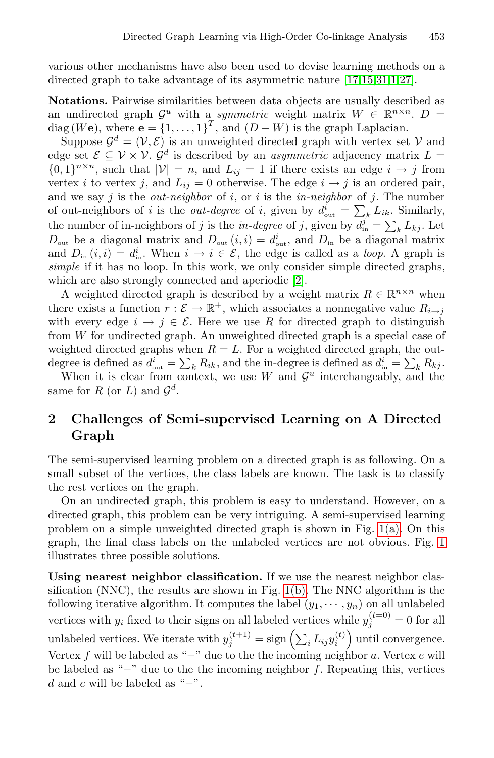various other mechanisms have also been used to devise learning methods on a directed graph to take advantage of its asymmetric nature [17,15,31,1,27].

**Notations.** Pairwise similarities between data objects are usually described as an undirected graph $\mathcal{G}^u$ with a *symmetric* weight matrix $W \in \mathbb{R}^{n\times n}$. $D = \text{diag}(W\mathbf{e})$, where $\mathbf{e} = \{1, \ldots, 1\}^T$, and $(D - W)$ is the graph Laplacian.

Suppose $\mathcal{G}^d = (\mathcal{V}, \mathcal{E})$ is an unweighted directed graph with vertex set $\mathcal{V}$ and edge set $\mathcal{E} \subseteq \mathcal{V} \times \mathcal{V}$. $\mathcal{G}^d$ is described by an *asymmetric* adjacency matrix $L = \{0, 1\}^{n\times n}$, such that $|\mathcal{V}| = n$, and $L_{ij} = 1$ if there exists an edge $i \to j$ from vertex $i$ to vertex $j$, and $L_{ij} = 0$ otherwise. The edge $i \to j$ is an ordered pair, and we say $j$ is the *out-neighbor* of $i$, or $i$ is the *in-neighbor* of $j$. The number of out-neighbors of $i$ is the *out-degree* of $i$, given by $d^i_{\text{out}} = \sum_k L_{ik}$. Similarly, the number of in-neighbors of $j$ is the *in-degree* of $j$, given by $d^j_{\text{in}} = \sum_k L_{kj}$. Let $D_{\text{out}}$ be a diagonal matrix and $D_{\text{out}}(i, i) = d^i_{\text{out}}$, and $D_{\text{in}}$ be a diagonal matrix and $D_{\text{in}}(i, i) = d^i_{\text{in}}$. When $i \to i \in \mathcal{E}$, the edge is called as a *loop*. A graph is *simple* if it has no loop. In this work, we only consider simple directed graphs, which are also strongly connected and aperiodic [2].

A weighted directed graph is described by a weight matrix $R \in \mathbb{R}^{n\times n}$ when there exists a function $r : \mathcal{E} \to \mathbb{R}^+$, which associates a nonnegative value $R_{i\to j}$ with every edge $i \to j \in \mathcal{E}$. Here we use $R$ for directed graph to distinguish from $W$ for undirected graph. An unweighted directed graph is a special case of weighted directed graphs when $R = L$. For a weighted directed graph, the out-degree is defined as $d^i_{\text{out}} = \sum_k R_{ik}$, and the in-degree is defined as $d^i_{\text{in}} = \sum_k R_{kj}$.

When it is clear from context, we use $W$ and $\mathcal{G}^u$ interchangeably, and the same for $R$ (or $L$) and $\mathcal{G}^d$.

## 2 Challenges of Semi-supervised Learning on A Directed Graph

The semi-supervised learning problem on a directed graph is as following. On a small subset of the vertices, the class labels are known. The task is to classify the rest vertices on the graph.

On an undirected graph, this problem is easy to understand. However, on a directed graph, this problem can be very intriguing. A semi-supervised learning problem on a simple unweighted directed graph is shown in Fig. 1(a). On this graph, the final class labels on the unlabeled vertices are not obvious. Fig. 1 illustrates three possible solutions.

**Using nearest neighbor classification.** If we use the nearest neighbor classification (NNC), the results are shown in Fig. 1(b). The NNC algorithm is the following iterative algorithm. It computes the label $(y_1, \cdots, y_n)$ on all unlabeled vertices with $y_i$ fixed to their signs on all labeled vertices while $y_j^{(t=0)} = 0$ for all unlabeled vertices. We iterate with $y_j^{(t+1)} = \text{sign}\left(\sum_i L_{ij} y_i^{(t)}\right)$ until convergence. Vertex $f$ will be labeled as "$-$" due to the the incoming neighbor $a$. Vertex $e$ will be labeled as "$-$" due to the the incoming neighbor $f$. Repeating this, vertices $d$ and $c$ will be labeled as "$-$".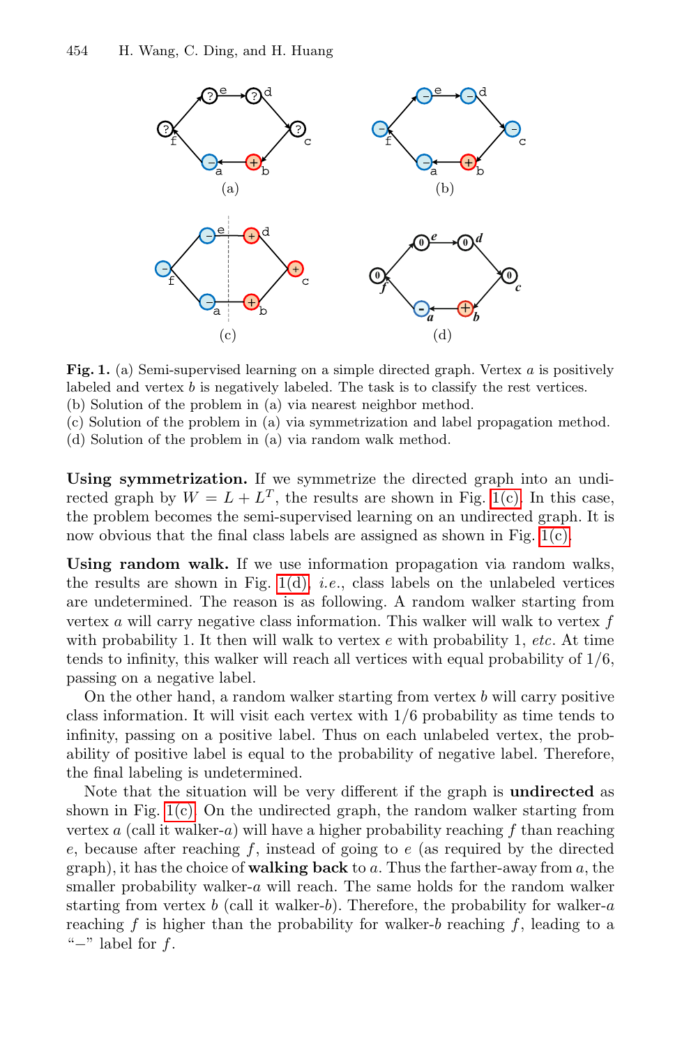**Fig. 1.** (a) Semi-supervised learning on a simple directed graph. Vertex $a$ is positively labeled and vertex $b$ is negatively labeled. The task is to classify the rest vertices.
(b) Solution of the problem in (a) via nearest neighbor method.
(c) Solution of the problem in (a) via symmetrization and label propagation method.
(d) Solution of the problem in (a) via random walk method.

**Using symmetrization.** If we symmetrize the directed graph into an undirected graph by $W = L + L^T$, the results are shown in Fig. 1(c). In this case, the problem becomes the semi-supervised learning on an undirected graph. It is now obvious that the final class labels are assigned as shown in Fig. 1(c).

**Using random walk.** If we use information propagation via random walks, the results are shown in Fig. 1(d), *i.e.*, class labels on the unlabeled vertices are undetermined. The reason is as following. A random walker starting from vertex $a$ will carry negative class information. This walker will walk to vertex $f$ with probability 1. It then will walk to vertex $e$ with probability 1, *etc.* At time tends to infinity, this walker will reach all vertices with equal probability of 1/6, passing on a negative label.

On the other hand, a random walker starting from vertex $b$ will carry positive class information. It will visit each vertex with 1/6 probability as time tends to infinity, passing on a positive label. Thus on each unlabeled vertex, the probability of positive label is equal to the probability of negative label. Therefore, the final labeling is undetermined.

Note that the situation will be very different if the graph is **undirected** as shown in Fig. 1(c). On the undirected graph, the random walker starting from vertex $a$ (call it walker-$a$) will have a higher probability reaching $f$ than reaching $e$, because after reaching $f$, instead of going to $e$ (as required by the directed graph), it has the choice of **walking back** to $a$. Thus the farther-away from $a$, the smaller probability walker-$a$ will reach. The same holds for the random walker starting from vertex $b$ (call it walker-$b$). Therefore, the probability for walker-$a$ reaching $f$ is higher than the probability for walker-$b$ reaching $f$, leading to a "−" label for $f$.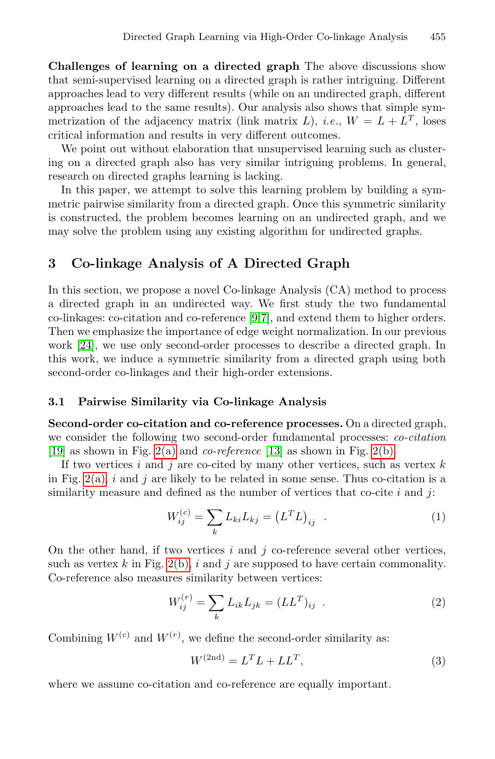**Challenges of learning on a directed graph** The above discussions show that semi-supervised learning on a directed graph is rather intriguing. Different approaches lead to very different results (while on an undirected graph, different approaches lead to the same results). Our analysis also shows that simple symmetrization of the adjacency matrix (link matrix $L$), *i.e.*, $W = L + L^T$, loses critical information and results in very different outcomes.

We point out without elaboration that unsupervised learning such as clustering on a directed graph also has very similar intriguing problems. In general, research on directed graphs learning is lacking.

In this paper, we attempt to solve this learning problem by building a symmetric pairwise similarity from a directed graph. Once this symmetric similarity is constructed, the problem becomes learning on an undirected graph, and we may solve the problem using any existing algorithm for undirected graphs.

## 3 Co-linkage Analysis of A Directed Graph

In this section, we propose a novel Co-linkage Analysis (CA) method to process a directed graph in an undirected way. We first study the two fundamental co-linkages: co-citation and co-reference [9,7], and extend them to higher orders. Then we emphasize the importance of edge weight normalization. In our previous work [24], we use only second-order processes to describe a directed graph. In this work, we induce a symmetric similarity from a directed graph using both second-order co-linkages and their high-order extensions.

### 3.1 Pairwise Similarity via Co-linkage Analysis

**Second-order co-citation and co-reference processes.** On a directed graph, we consider the following two second-order fundamental processes: *co-citation* [19] as shown in Fig. 2(a) and *co-reference* [13] as shown in Fig. 2(b).

If two vertices $i$ and $j$ are co-cited by many other vertices, such as vertex $k$ in Fig. 2(a), $i$ and $j$ are likely to be related in some sense. Thus co-citation is a similarity measure and defined as the number of vertices that co-cite $i$ and $j$:

$$W_{ij}^{(c)} = \sum_k L_{ki} L_{kj} = \left(L^T L\right)_{ij} \ . \tag{1}$$

On the other hand, if two vertices $i$ and $j$ co-reference several other vertices, such as vertex $k$ in Fig. 2(b), $i$ and $j$ are supposed to have certain commonality. Co-reference also measures similarity between vertices:

$$W_{ij}^{(r)} = \sum_k L_{ik} L_{jk} = (L L^T)_{ij} \ . \tag{2}$$

Combining $W^{(c)}$ and $W^{(r)}$, we define the second-order similarity as:

$$W^{(\text{2nd})} = L^T L + L L^T, \tag{3}$$

where we assume co-citation and co-reference are equally important.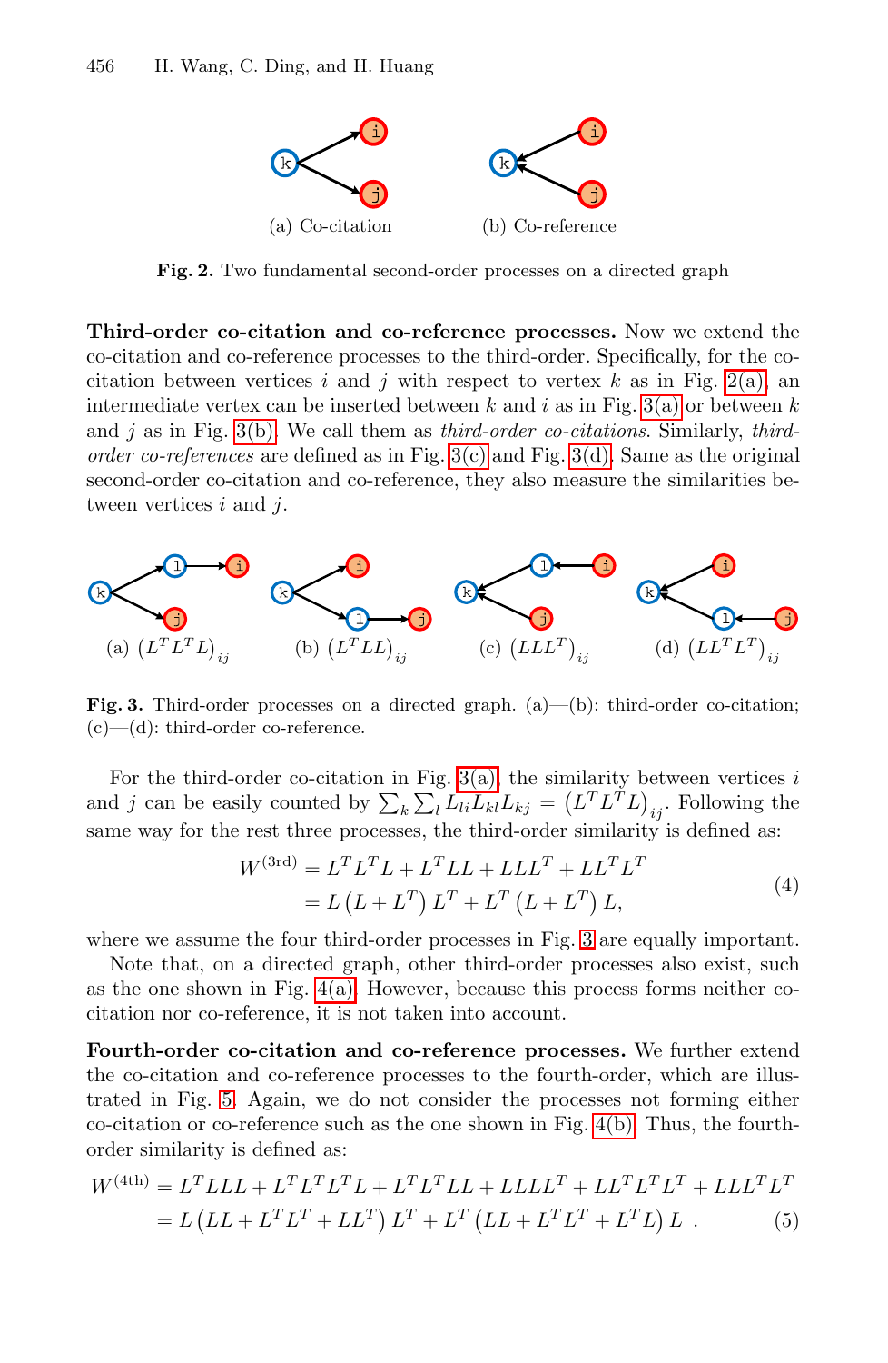(a) Co-citation (b) Co-reference

**Fig. 2.** Two fundamental second-order processes on a directed graph

**Third-order co-citation and co-reference processes.** Now we extend the co-citation and co-reference processes to the third-order. Specifically, for the co-citation between vertices $i$ and $j$ with respect to vertex $k$ as in Fig. 2(a), an intermediate vertex can be inserted between $k$ and $i$ as in Fig. 3(a) or between $k$ and $j$ as in Fig. 3(b). We call them as *third-order co-citations*. Similarly, *third-order co-references* are defined as in Fig. 3(c) and Fig. 3(d). Same as the original second-order co-citation and co-reference, they also measure the similarities between vertices $i$ and $j$.

(a) $\left(L^T L^T L\right)_{ij}$ (b) $\left(L^T L L\right)_{ij}$ (c) $\left(L L L^T\right)_{ij}$ (d) $\left(L L^T L^T\right)_{ij}$

**Fig. 3.** Third-order processes on a directed graph. (a)—(b): third-order co-citation; (c)—(d): third-order co-reference.

For the third-order co-citation in Fig. 3(a), the similarity between vertices $i$ and $j$ can be easily counted by $\sum_k \sum_l L_{li} L_{kl} L_{kj} = \left(L^T L^T L\right)_{ij}$. Following the same way for the rest three processes, the third-order similarity is defined as:

$$
\begin{aligned}
W^{(3\text{rd})} &= L^T L^T L + L^T L L + L L L^T + L L^T L^T \\
&= L\left(L + L^T\right) L^T + L^T\left(L + L^T\right) L,
\end{aligned}
\tag{4}
$$

where we assume the four third-order processes in Fig. 3 are equally important.

Note that, on a directed graph, other third-order processes also exist, such as the one shown in Fig. 4(a). However, because this process forms neither co-citation nor co-reference, it is not taken into account.

**Fourth-order co-citation and co-reference processes.** We further extend the co-citation and co-reference processes to the fourth-order, which are illustrated in Fig. 5. Again, we do not consider the processes not forming either co-citation or co-reference such as the one shown in Fig. 4(b). Thus, the fourth-order similarity is defined as:

$$
\begin{aligned}
W^{(4\text{th})} &= L^T L L L + L^T L^T L^T L + L^T L^T L L + L L L L^T + L L^T L^T L^T + L L L^T L^T \\
&= L\left(L L + L^T L^T + L L^T\right) L^T + L^T\left(L L + L^T L^T + L^T L\right) L \ .
\end{aligned}
\tag{5}
$$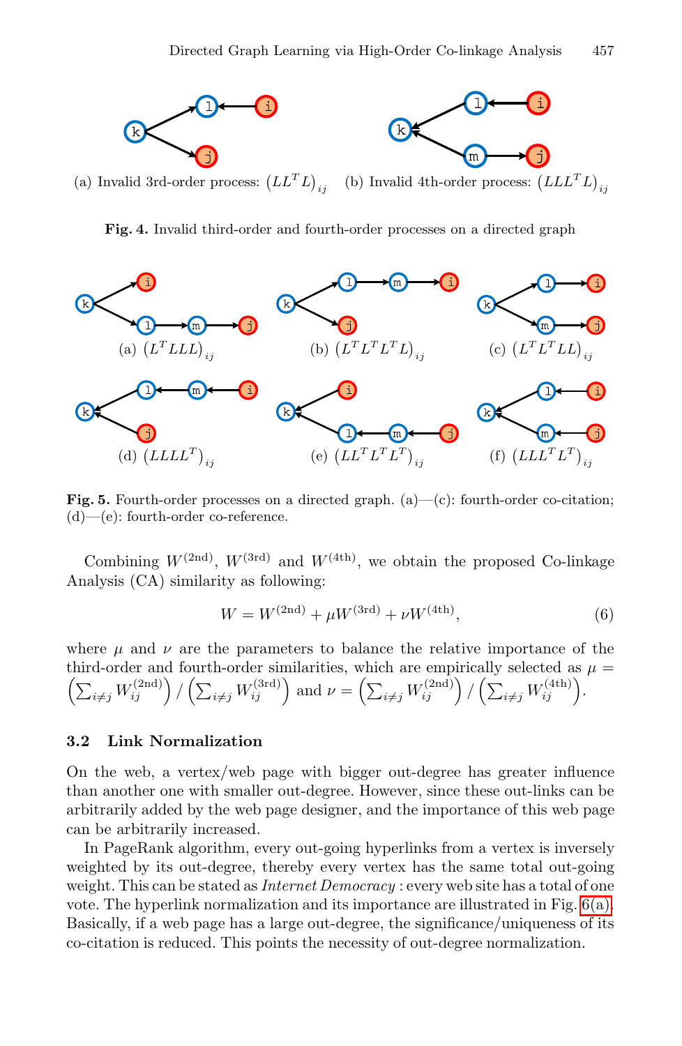(a) Invalid 3rd-order process: $\left(LL^TL\right)_{ij}$ (b) Invalid 4th-order process: $\left(LLL^TL\right)_{ij}$

**Fig. 4.** Invalid third-order and fourth-order processes on a directed graph

(a) $\left(L^TLLL\right)_{ij}$ (b) $\left(L^TL^TL^TL\right)_{ij}$ (c) $\left(L^TL^TLL\right)_{ij}$

(d) $\left(LLLL^T\right)_{ij}$ (e) $\left(LL^TL^TL^T\right)_{ij}$ (f) $\left(LLL^TL^T\right)_{ij}$

**Fig. 5.** Fourth-order processes on a directed graph. (a)—(c): fourth-order co-citation; (d)—(e): fourth-order co-reference.

Combining $W^{(2\text{nd})}$, $W^{(3\text{rd})}$ and $W^{(4\text{th})}$, we obtain the proposed Co-linkage Analysis (CA) similarity as following:

$$W = W^{(2\text{nd})} + \mu W^{(3\text{rd})} + \nu W^{(4\text{th})}, \tag{6}$$

where $\mu$ and $\nu$ are the parameters to balance the relative importance of the third-order and fourth-order similarities, which are empirically selected as $\mu = \left(\sum_{i\neq j} W_{ij}^{(2\text{nd})}\right) / \left(\sum_{i\neq j} W_{ij}^{(3\text{rd})}\right)$ and $\nu = \left(\sum_{i\neq j} W_{ij}^{(2\text{nd})}\right) / \left(\sum_{i\neq j} W_{ij}^{(4\text{th})}\right)$.

## 3.2 Link Normalization

On the web, a vertex/web page with bigger out-degree has greater influence than another one with smaller out-degree. However, since these out-links can be arbitrarily added by the web page designer, and the importance of this web page can be arbitrarily increased.

In PageRank algorithm, every out-going hyperlinks from a vertex is inversely weighted by its out-degree, thereby every vertex has the same total out-going weight. This can be stated as *Internet Democracy* : every web site has a total of one vote. The hyperlink normalization and its importance are illustrated in Fig. 6(a). Basically, if a web page has a large out-degree, the significance/uniqueness of its co-citation is reduced. This points the necessity of out-degree normalization.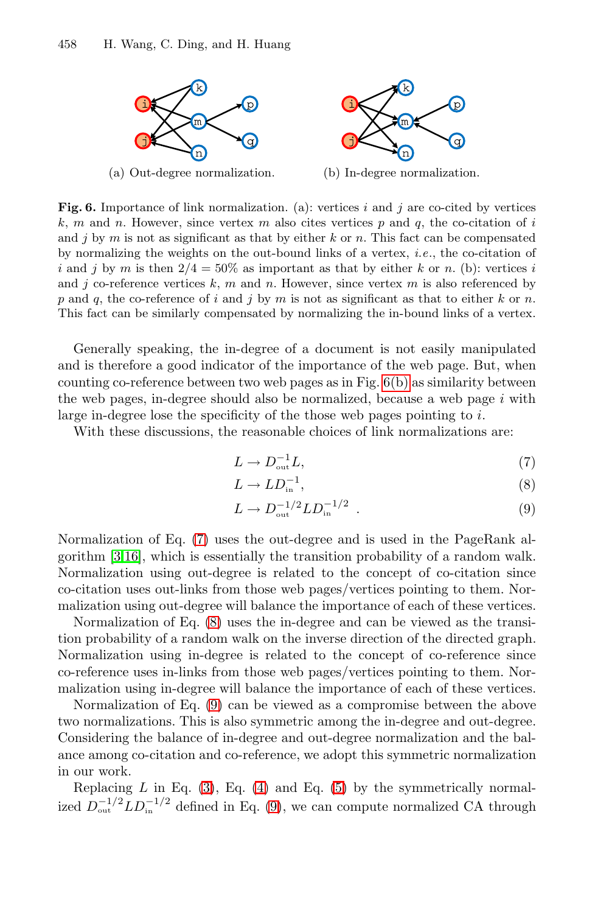(a) Out-degree normalization.

(b) In-degree normalization.

**Fig. 6.** Importance of link normalization. (a): vertices $i$ and $j$ are co-cited by vertices $k$, $m$ and $n$. However, since vertex $m$ also cites vertices $p$ and $q$, the co-citation of $i$ and $j$ by $m$ is not as significant as that by either $k$ or $n$. This fact can be compensated by normalizing the weights on the out-bound links of a vertex, *i.e.*, the co-citation of $i$ and $j$ by $m$ is then $2/4 = 50\%$ as important as that by either $k$ or $n$. (b): vertices $i$ and $j$ co-reference vertices $k$, $m$ and $n$. However, since vertex $m$ is also referenced by $p$ and $q$, the co-reference of $i$ and $j$ by $m$ is not as significant as that to either $k$ or $n$. This fact can be similarly compensated by normalizing the in-bound links of a vertex.

Generally speaking, the in-degree of a document is not easily manipulated and is therefore a good indicator of the importance of the web page. But, when counting co-reference between two web pages as in Fig. 6(b) as similarity between the web pages, in-degree should also be normalized, because a web page $i$ with large in-degree lose the specificity of the those web pages pointing to $i$.

With these discussions, the reasonable choices of link normalizations are:

$$L \to D_{\text{out}}^{-1} L, \tag{7}$$

$$L \to L D_{\text{in}}^{-1}, \tag{8}$$

$$L \to D_{\text{out}}^{-1/2} L D_{\text{in}}^{-1/2} \ . \tag{9}$$

Normalization of Eq. (7) uses the out-degree and is used in the PageRank algorithm [3,16], which is essentially the transition probability of a random walk. Normalization using out-degree is related to the concept of co-citation since co-citation uses out-links from those web pages/vertices pointing to them. Normalization using out-degree will balance the importance of each of these vertices.

Normalization of Eq. (8) uses the in-degree and can be viewed as the transition probability of a random walk on the inverse direction of the directed graph. Normalization using in-degree is related to the concept of co-reference since co-reference uses in-links from those web pages/vertices pointing to them. Normalization using in-degree will balance the importance of each of these vertices.

Normalization of Eq. (9) can be viewed as a compromise between the above two normalizations. This is also symmetric among the in-degree and out-degree. Considering the balance of in-degree and out-degree normalization and the balance among co-citation and co-reference, we adopt this symmetric normalization in our work.

Replacing $L$ in Eq. (3), Eq. (4) and Eq. (5) by the symmetrically normalized $D_{\text{out}}^{-1/2} L D_{\text{in}}^{-1/2}$ defined in Eq. (9), we can compute normalized CA through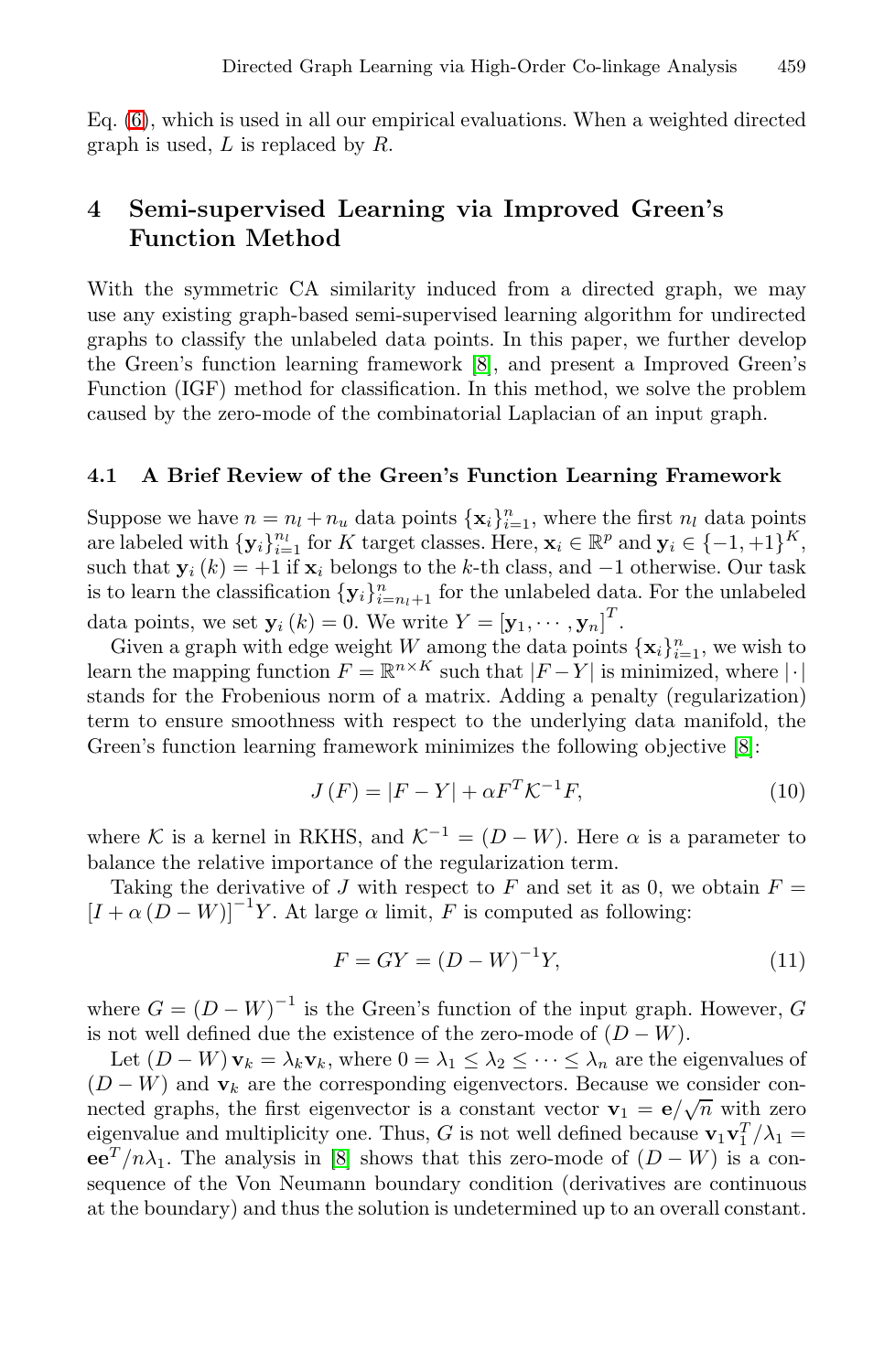Eq. (6), which is used in all our empirical evaluations. When a weighted directed graph is used, $L$ is replaced by $R$.

## 4 Semi-supervised Learning via Improved Green's Function Method

With the symmetric CA similarity induced from a directed graph, we may use any existing graph-based semi-supervised learning algorithm for undirected graphs to classify the unlabeled data points. In this paper, we further develop the Green's function learning framework [8], and present a Improved Green's Function (IGF) method for classification. In this method, we solve the problem caused by the zero-mode of the combinatorial Laplacian of an input graph.

### 4.1 A Brief Review of the Green's Function Learning Framework

Suppose we have $n = n_l + n_u$ data points $\{\mathbf{x}_i\}_{i=1}^n$, where the first $n_l$ data points are labeled with $\{\mathbf{y}_i\}_{i=1}^{n_l}$ for $K$ target classes. Here, $\mathbf{x}_i \in \mathbb{R}^p$ and $\mathbf{y}_i \in \{-1, +1\}^K$, such that $\mathbf{y}_i(k) = +1$ if $\mathbf{x}_i$ belongs to the $k$-th class, and $-1$ otherwise. Our task is to learn the classification $\{\mathbf{y}_i\}_{i=n_l+1}^n$ for the unlabeled data. For the unlabeled data points, we set $\mathbf{y}_i(k) = 0$. We write $Y = [\mathbf{y}_1, \cdots, \mathbf{y}_n]^T$.

Given a graph with edge weight $W$ among the data points $\{\mathbf{x}_i\}_{i=1}^n$, we wish to learn the mapping function $F = \mathbb{R}^{n \times K}$ such that $|F - Y|$ is minimized, where $|\cdot|$ stands for the Frobenious norm of a matrix. Adding a penalty (regularization) term to ensure smoothness with respect to the underlying data manifold, the Green's function learning framework minimizes the following objective [8]:

$$J(F) = |F - Y| + \alpha F^T \mathcal{K}^{-1} F, \tag{10}$$

where $\mathcal{K}$ is a kernel in RKHS, and $\mathcal{K}^{-1} = (D - W)$. Here $\alpha$ is a parameter to balance the relative importance of the regularization term.

Taking the derivative of $J$ with respect to $F$ and set it as 0, we obtain $F = [I + \alpha(D - W)]^{-1} Y$. At large $\alpha$ limit, $F$ is computed as following:

$$F = GY = (D - W)^{-1} Y, \tag{11}$$

where $G = (D - W)^{-1}$ is the Green's function of the input graph. However, $G$ is not well defined due the existence of the zero-mode of $(D - W)$.

Let $(D - W)\mathbf{v}_k = \lambda_k \mathbf{v}_k$, where $0 = \lambda_1 \leq \lambda_2 \leq \cdots \leq \lambda_n$ are the eigenvalues of $(D - W)$ and $\mathbf{v}_k$ are the corresponding eigenvectors. Because we consider connected graphs, the first eigenvector is a constant vector $\mathbf{v}_1 = \mathbf{e}/\sqrt{n}$ with zero eigenvalue and multiplicity one. Thus, $G$ is not well defined because $\mathbf{v}_1 \mathbf{v}_1^T / \lambda_1 = \mathbf{e}\mathbf{e}^T / n\lambda_1$. The analysis in [8] shows that this zero-mode of $(D - W)$ is a consequence of the Von Neumann boundary condition (derivatives are continuous at the boundary) and thus the solution is undetermined up to an overall constant.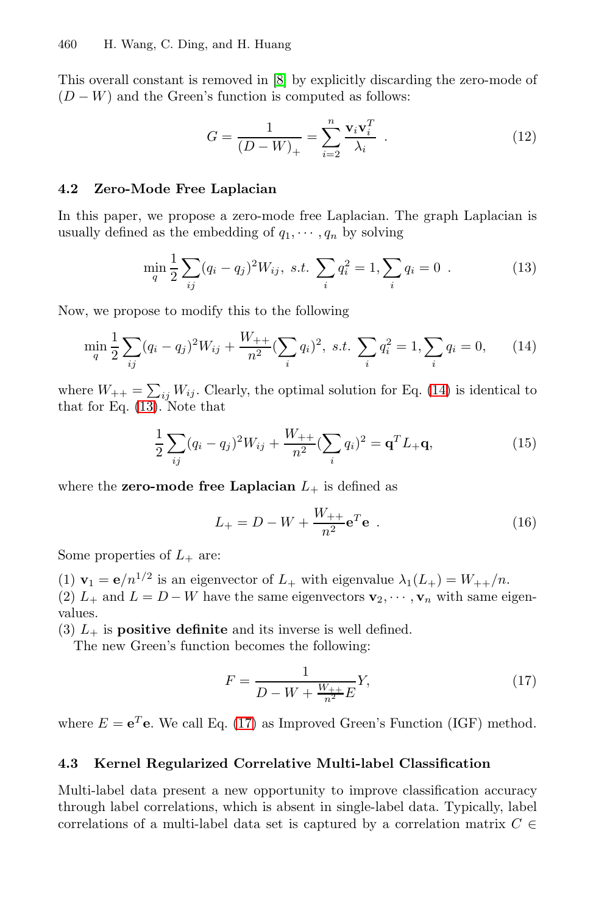This overall constant is removed in [8] by explicitly discarding the zero-mode of $(D - W)$ and the Green's function is computed as follows:

$$G = \frac{1}{(D-W)_+} = \sum_{i=2}^{n} \frac{\mathbf{v}_i \mathbf{v}_i^T}{\lambda_i} \ . \tag{12}$$

### 4.2 Zero-Mode Free Laplacian

In this paper, we propose a zero-mode free Laplacian. The graph Laplacian is usually defined as the embedding of $q_1, \cdots, q_n$ by solving

$$\min_q \frac{1}{2} \sum_{ij} (q_i - q_j)^2 W_{ij}, \ s.t. \ \sum_i q_i^2 = 1, \sum_i q_i = 0 \ . \tag{13}$$

Now, we propose to modify this to the following

$$\min_q \frac{1}{2} \sum_{ij} (q_i - q_j)^2 W_{ij} + \frac{W_{++}}{n^2} (\sum_i q_i)^2, \ s.t. \ \sum_i q_i^2 = 1, \sum_i q_i = 0, \tag{14}$$

where $W_{++} = \sum_{ij} W_{ij}$. Clearly, the optimal solution for Eq. (14) is identical to that for Eq. (13). Note that

$$\frac{1}{2} \sum_{ij} (q_i - q_j)^2 W_{ij} + \frac{W_{++}}{n^2} (\sum_i q_i)^2 = \mathbf{q}^T L_+ \mathbf{q}, \tag{15}$$

where the **zero-mode free Laplacian** $L_+$ is defined as

$$L_+ = D - W + \frac{W_{++}}{n^2} \mathbf{e}^T \mathbf{e} \ . \tag{16}$$

Some properties of $L_+$ are:

(1) $\mathbf{v}_1 = \mathbf{e}/n^{1/2}$ is an eigenvector of $L_+$ with eigenvalue $\lambda_1(L_+) = W_{++}/n$.
(2) $L_+$ and $L = D - W$ have the same eigenvectors $\mathbf{v}_2, \cdots, \mathbf{v}_n$ with same eigenvalues.
(3) $L_+$ is **positive definite** and its inverse is well defined.

The new Green's function becomes the following:

$$F = \frac{1}{D - W + \frac{W_{++}}{n^2} E} Y, \tag{17}$$

where $E = \mathbf{e}^T \mathbf{e}$. We call Eq. (17) as Improved Green's Function (IGF) method.

### 4.3 Kernel Regularized Correlative Multi-label Classification

Multi-label data present a new opportunity to improve classification accuracy through label correlations, which is absent in single-label data. Typically, label correlations of a multi-label data set is captured by a correlation matrix $C \in$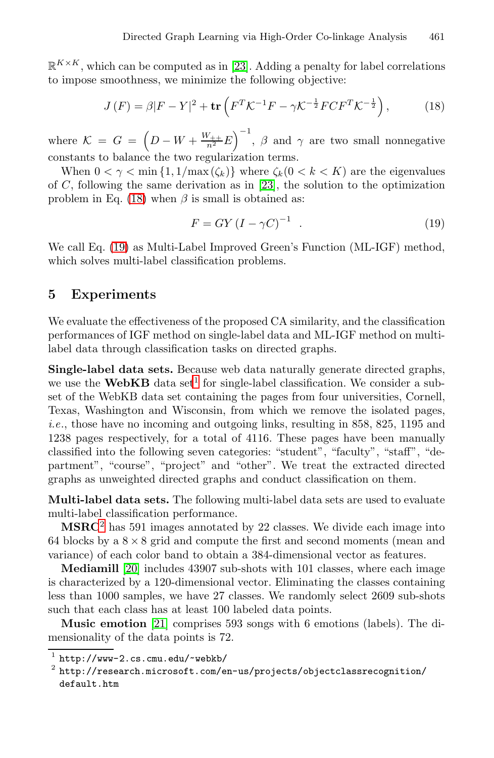$\mathbb{R}^{K \times K}$, which can be computed as in [23]. Adding a penalty for label correlations to impose smoothness, we minimize the following objective:

$$J(F) = \beta |F - Y|^2 + \mathbf{tr}\left(F^T \mathcal{K}^{-1} F - \gamma \mathcal{K}^{-\frac{1}{2}} F C F^T \mathcal{K}^{-\frac{1}{2}}\right), \tag{18}$$

where $\mathcal{K} = G = \left(D - W + \frac{W_{++}}{n^2} E\right)^{-1}$, $\beta$ and $\gamma$ are two small nonnegative constants to balance the two regularization terms.

When $0 < \gamma < \min\{1, 1/\max(\zeta_k)\}$ where $\zeta_k (0 < k < K)$ are the eigenvalues of $C$, following the same derivation as in [23], the solution to the optimization problem in Eq. (18) when $\beta$ is small is obtained as:

$$F = GY(I - \gamma C)^{-1} \quad . \tag{19}$$

We call Eq. (19) as Multi-Label Improved Green's Function (ML-IGF) method, which solves multi-label classification problems.

## 5 Experiments

We evaluate the effectiveness of the proposed CA similarity, and the classification performances of IGF method on single-label data and ML-IGF method on multi-label data through classification tasks on directed graphs.

**Single-label data sets.** Because web data naturally generate directed graphs, we use the **WebKB** data set[1] for single-label classification. We consider a subset of the WebKB data set containing the pages from four universities, Cornell, Texas, Washington and Wisconsin, from which we remove the isolated pages, *i.e.*, those have no incoming and outgoing links, resulting in 858, 825, 1195 and 1238 pages respectively, for a total of 4116. These pages have been manually classified into the following seven categories: "student", "faculty", "staff", "department", "course", "project" and "other". We treat the extracted directed graphs as unweighted directed graphs and conduct classification on them.

**Multi-label data sets.** The following multi-label data sets are used to evaluate multi-label classification performance.

**MSRC**[2] has 591 images annotated by 22 classes. We divide each image into 64 blocks by a $8 \times 8$ grid and compute the first and second moments (mean and variance) of each color band to obtain a 384-dimensional vector as features.

**Mediamill** [20] includes 43907 sub-shots with 101 classes, where each image is characterized by a 120-dimensional vector. Eliminating the classes containing less than 1000 samples, we have 27 classes. We randomly select 2609 sub-shots such that each class has at least 100 labeled data points.

**Music emotion** [21] comprises 593 songs with 6 emotions (labels). The dimensionality of the data points is 72.

---

[1] http://www-2.cs.cmu.edu/~webkb/

[2] http://research.microsoft.com/en-us/projects/objectclassrecognition/default.htm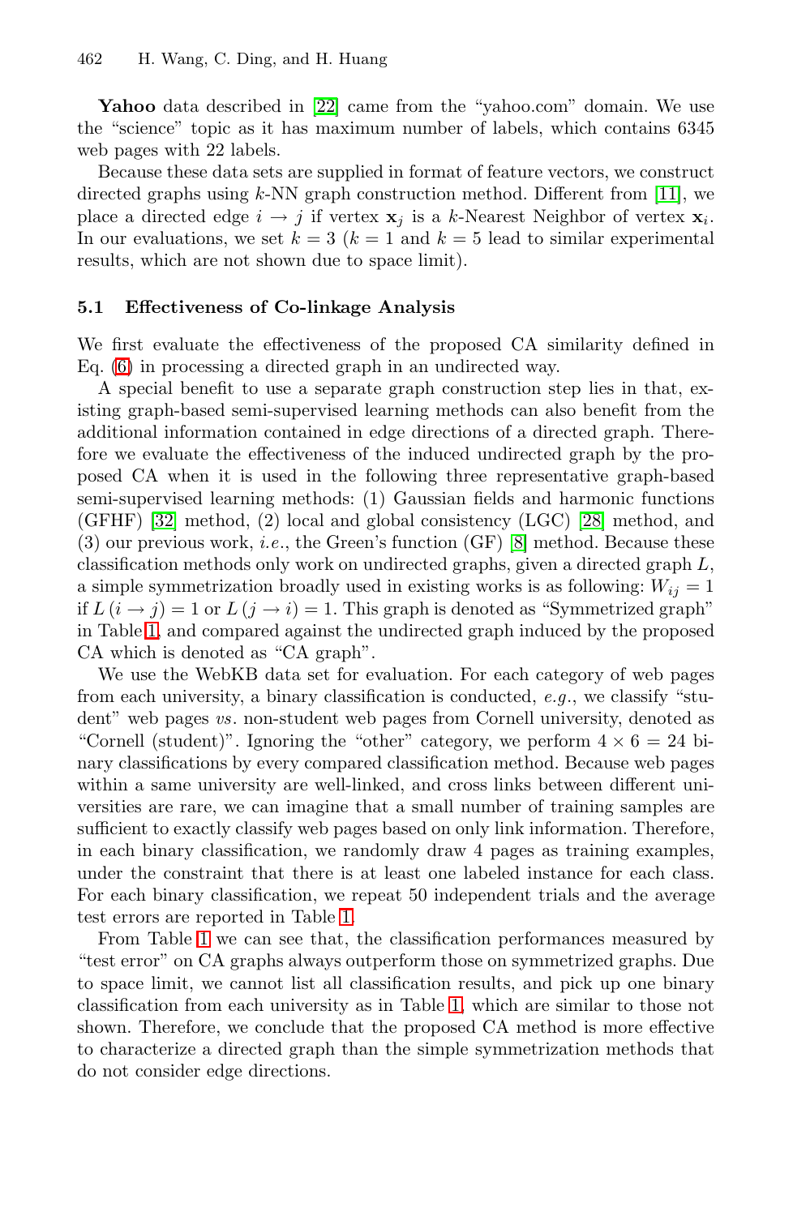**Yahoo** data described in [22] came from the "yahoo.com" domain. We use the "science" topic as it has maximum number of labels, which contains 6345 web pages with 22 labels.

Because these data sets are supplied in format of feature vectors, we construct directed graphs using $k$-NN graph construction method. Different from [11], we place a directed edge $i \to j$ if vertex $\mathbf{x}_j$ is a $k$-Nearest Neighbor of vertex $\mathbf{x}_i$. In our evaluations, we set $k = 3$ ($k = 1$ and $k = 5$ lead to similar experimental results, which are not shown due to space limit).

### 5.1 Effectiveness of Co-linkage Analysis

We first evaluate the effectiveness of the proposed CA similarity defined in Eq. (6) in processing a directed graph in an undirected way.

A special benefit to use a separate graph construction step lies in that, existing graph-based semi-supervised learning methods can also benefit from the additional information contained in edge directions of a directed graph. Therefore we evaluate the effectiveness of the induced undirected graph by the proposed CA when it is used in the following three representative graph-based semi-supervised learning methods: (1) Gaussian fields and harmonic functions (GFHF) [32] method, (2) local and global consistency (LGC) [28] method, and (3) our previous work, *i.e.*, the Green's function (GF) [8] method. Because these classification methods only work on undirected graphs, given a directed graph $L$, a simple symmetrization broadly used in existing works is as following: $W_{ij} = 1$ if $L(i \to j) = 1$ or $L(j \to i) = 1$. This graph is denoted as "Symmetrized graph" in Table 1, and compared against the undirected graph induced by the proposed CA which is denoted as "CA graph".

We use the WebKB data set for evaluation. For each category of web pages from each university, a binary classification is conducted, *e.g.*, we classify "student" web pages *vs*. non-student web pages from Cornell university, denoted as "Cornell (student)". Ignoring the "other" category, we perform $4 \times 6 = 24$ binary classifications by every compared classification method. Because web pages within a same university are well-linked, and cross links between different universities are rare, we can imagine that a small number of training samples are sufficient to exactly classify web pages based on only link information. Therefore, in each binary classification, we randomly draw 4 pages as training examples, under the constraint that there is at least one labeled instance for each class. For each binary classification, we repeat 50 independent trials and the average test errors are reported in Table 1.

From Table 1 we can see that, the classification performances measured by "test error" on CA graphs always outperform those on symmetrized graphs. Due to space limit, we cannot list all classification results, and pick up one binary classification from each university as in Table 1, which are similar to those not shown. Therefore, we conclude that the proposed CA method is more effective to characterize a directed graph than the simple symmetrization methods that do not consider edge directions.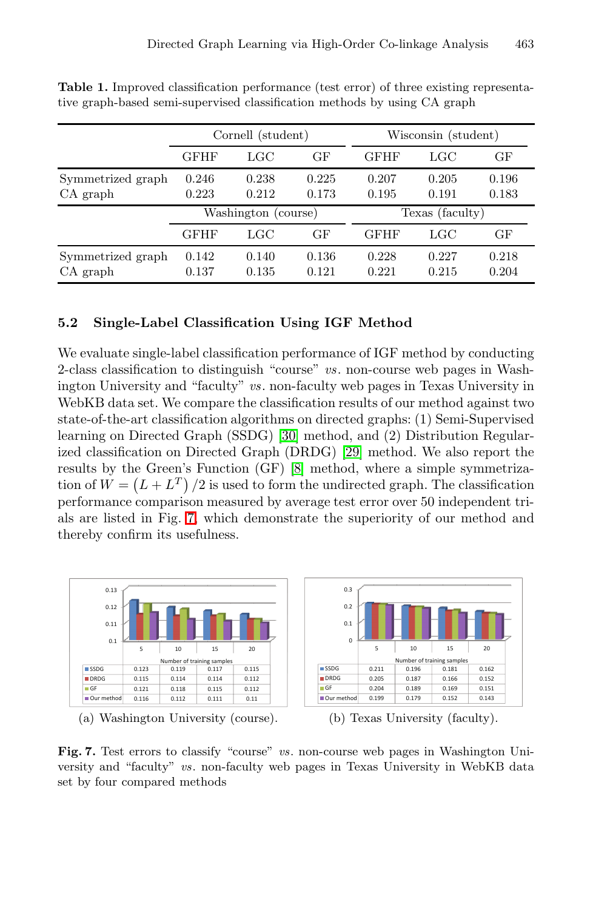**Table 1.** Improved classification performance (test error) of three existing representative graph-based semi-supervised classification methods by using CA graph

| | Cornell (student) | | | Wisconsin (student) | | |
|---|---|---|---|---|---|---|
| | GFHF | LGC | GF | GFHF | LGC | GF |
| Symmetrized graph | 0.246 | 0.238 | 0.225 | 0.207 | 0.205 | 0.196 |
| CA graph | 0.223 | 0.212 | 0.173 | 0.195 | 0.191 | 0.183 |
| | **Washington (course)** | | | **Texas (faculty)** | | |
| | GFHF | LGC | GF | GFHF | LGC | GF |
| Symmetrized graph | 0.142 | 0.140 | 0.136 | 0.228 | 0.227 | 0.218 |
| CA graph | 0.137 | 0.135 | 0.121 | 0.221 | 0.215 | 0.204 |

### 5.2 Single-Label Classification Using IGF Method

We evaluate single-label classification performance of IGF method by conducting 2-class classification to distinguish "course" *vs.* non-course web pages in Washington University and "faculty" *vs.* non-faculty web pages in Texas University in WebKB data set. We compare the classification results of our method against two state-of-the-art classification algorithms on directed graphs: (1) Semi-Supervised learning on Directed Graph (SSDG) [30] method, and (2) Distribution Regularized classification on Directed Graph (DRDG) [29] method. We also report the results by the Green's Function (GF) [8] method, where a simple symmetrization of $W = \left(L + L^T\right)/2$ is used to form the undirected graph. The classification performance comparison measured by average test error over 50 independent trials are listed in Fig. 7, which demonstrate the superiority of our method and thereby confirm its usefulness.

Number of training samples

| | 5 | 10 | 15 | 20 |
|---|---|---|---|---|
| SSDG | 0.123 | 0.119 | 0.117 | 0.115 |
| DRDG | 0.115 | 0.114 | 0.114 | 0.112 |
| GF | 0.121 | 0.118 | 0.115 | 0.112 |
| Our method | 0.116 | 0.112 | 0.111 | 0.11 |

(a) Washington University (course).

Number of training samples

| | 5 | 10 | 15 | 20 |
|---|---|---|---|---|
| SSDG | 0.211 | 0.196 | 0.181 | 0.162 |
| DRDG | 0.205 | 0.187 | 0.166 | 0.152 |
| GF | 0.204 | 0.189 | 0.169 | 0.151 |
| Our method | 0.199 | 0.179 | 0.152 | 0.143 |

(b) Texas University (faculty).

**Fig. 7.** Test errors to classify "course" *vs.* non-course web pages in Washington University and "faculty" *vs.* non-faculty web pages in Texas University in WebKB data set by four compared methods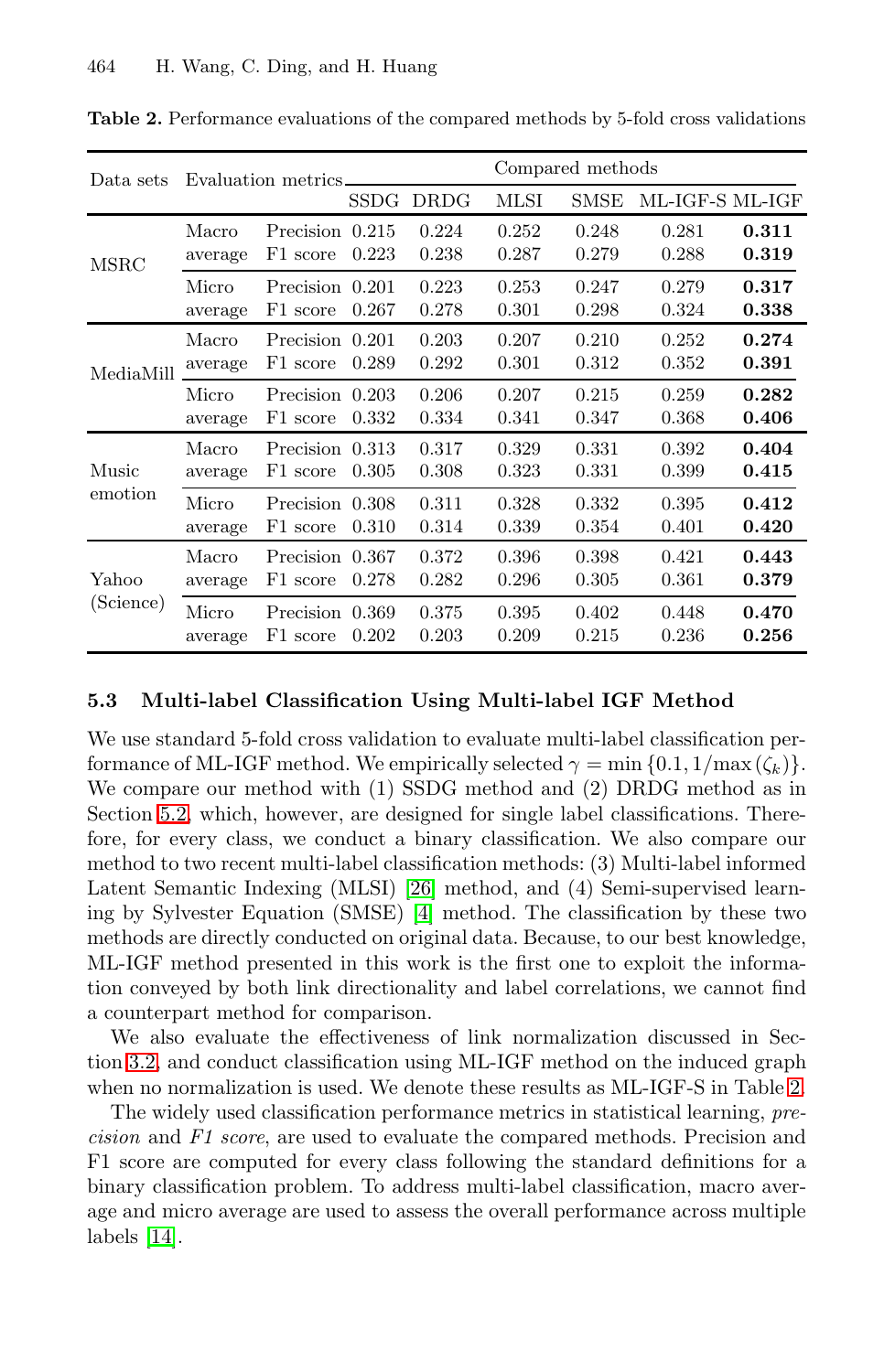**Table 2.** Performance evaluations of the compared methods by 5-fold cross validations

| Data sets | Evaluation metrics | | Compared methods | | | | | |
|---|---|---|---|---|---|---|---|---|
| | | | SSDG | DRDG | MLSI | SMSE | ML-IGF-S | ML-IGF |
| MSRC | Macro average | Precision | 0.215 | 0.224 | 0.252 | 0.248 | 0.281 | **0.311** |
| | | F1 score | 0.223 | 0.238 | 0.287 | 0.279 | 0.288 | **0.319** |
| | Micro average | Precision | 0.201 | 0.223 | 0.253 | 0.247 | 0.279 | **0.317** |
| | | F1 score | 0.267 | 0.278 | 0.301 | 0.298 | 0.324 | **0.338** |
| MediaMill | Macro average | Precision | 0.201 | 0.203 | 0.207 | 0.210 | 0.252 | **0.274** |
| | | F1 score | 0.289 | 0.292 | 0.301 | 0.312 | 0.352 | **0.391** |
| | Micro average | Precision | 0.203 | 0.206 | 0.207 | 0.215 | 0.259 | **0.282** |
| | | F1 score | 0.332 | 0.334 | 0.341 | 0.347 | 0.368 | **0.406** |
| Music emotion | Macro average | Precision | 0.313 | 0.317 | 0.329 | 0.331 | 0.392 | **0.404** |
| | | F1 score | 0.305 | 0.308 | 0.323 | 0.331 | 0.399 | **0.415** |
| | Micro average | Precision | 0.308 | 0.311 | 0.328 | 0.332 | 0.395 | **0.412** |
| | | F1 score | 0.310 | 0.314 | 0.339 | 0.354 | 0.401 | **0.420** |
| Yahoo (Science) | Macro average | Precision | 0.367 | 0.372 | 0.396 | 0.398 | 0.421 | **0.443** |
| | | F1 score | 0.278 | 0.282 | 0.296 | 0.305 | 0.361 | **0.379** |
| | Micro average | Precision | 0.369 | 0.375 | 0.395 | 0.402 | 0.448 | **0.470** |
| | | F1 score | 0.202 | 0.203 | 0.209 | 0.215 | 0.236 | **0.256** |

### 5.3 Multi-label Classification Using Multi-label IGF Method

We use standard 5-fold cross validation to evaluate multi-label classification performance of ML-IGF method. We empirically selected $\gamma = \min\{0.1, 1/\max(\zeta_k)\}$. We compare our method with (1) SSDG method and (2) DRDG method as in Section 5.2, which, however, are designed for single label classifications. Therefore, for every class, we conduct a binary classification. We also compare our method to two recent multi-label classification methods: (3) Multi-label informed Latent Semantic Indexing (MLSI) [26] method, and (4) Semi-supervised learning by Sylvester Equation (SMSE) [4] method. The classification by these two methods are directly conducted on original data. Because, to our best knowledge, ML-IGF method presented in this work is the first one to exploit the information conveyed by both link directionality and label correlations, we cannot find a counterpart method for comparison.

We also evaluate the effectiveness of link normalization discussed in Section 3.2, and conduct classification using ML-IGF method on the induced graph when no normalization is used. We denote these results as ML-IGF-S in Table 2.

The widely used classification performance metrics in statistical learning, *precision* and *F1 score*, are used to evaluate the compared methods. Precision and F1 score are computed for every class following the standard definitions for a binary classification problem. To address multi-label classification, macro average and micro average are used to assess the overall performance across multiple labels [14].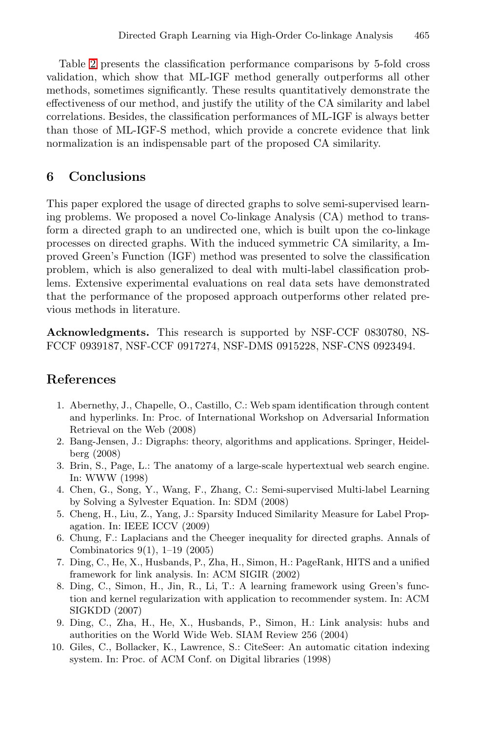Table 2 presents the classification performance comparisons by 5-fold cross validation, which show that ML-IGF method generally outperforms all other methods, sometimes significantly. These results quantitatively demonstrate the effectiveness of our method, and justify the utility of the CA similarity and label correlations. Besides, the classification performances of ML-IGF is always better than those of ML-IGF-S method, which provide a concrete evidence that link normalization is an indispensable part of the proposed CA similarity.

## 6 Conclusions

This paper explored the usage of directed graphs to solve semi-supervised learning problems. We proposed a novel Co-linkage Analysis (CA) method to transform a directed graph to an undirected one, which is built upon the co-linkage processes on directed graphs. With the induced symmetric CA similarity, a Improved Green's Function (IGF) method was presented to solve the classification problem, which is also generalized to deal with multi-label classification problems. Extensive experimental evaluations on real data sets have demonstrated that the performance of the proposed approach outperforms other related previous methods in literature.

**Acknowledgments.** This research is supported by NSF-CCF 0830780, NSFCCF 0939187, NSF-CCF 0917274, NSF-DMS 0915228, NSF-CNS 0923494.

## References

1. Abernethy, J., Chapelle, O., Castillo, C.: Web spam identification through content and hyperlinks. In: Proc. of International Workshop on Adversarial Information Retrieval on the Web (2008)
2. Bang-Jensen, J.: Digraphs: theory, algorithms and applications. Springer, Heidelberg (2008)
3. Brin, S., Page, L.: The anatomy of a large-scale hypertextual web search engine. In: WWW (1998)
4. Chen, G., Song, Y., Wang, F., Zhang, C.: Semi-supervised Multi-label Learning by Solving a Sylvester Equation. In: SDM (2008)
5. Cheng, H., Liu, Z., Yang, J.: Sparsity Induced Similarity Measure for Label Propagation. In: IEEE ICCV (2009)
6. Chung, F.: Laplacians and the Cheeger inequality for directed graphs. Annals of Combinatorics 9(1), 1–19 (2005)
7. Ding, C., He, X., Husbands, P., Zha, H., Simon, H.: PageRank, HITS and a unified framework for link analysis. In: ACM SIGIR (2002)
8. Ding, C., Simon, H., Jin, R., Li, T.: A learning framework using Green's function and kernel regularization with application to recommender system. In: ACM SIGKDD (2007)
9. Ding, C., Zha, H., He, X., Husbands, P., Simon, H.: Link analysis: hubs and authorities on the World Wide Web. SIAM Review 256 (2004)
10. Giles, C., Bollacker, K., Lawrence, S.: CiteSeer: An automatic citation indexing system. In: Proc. of ACM Conf. on Digital libraries (1998)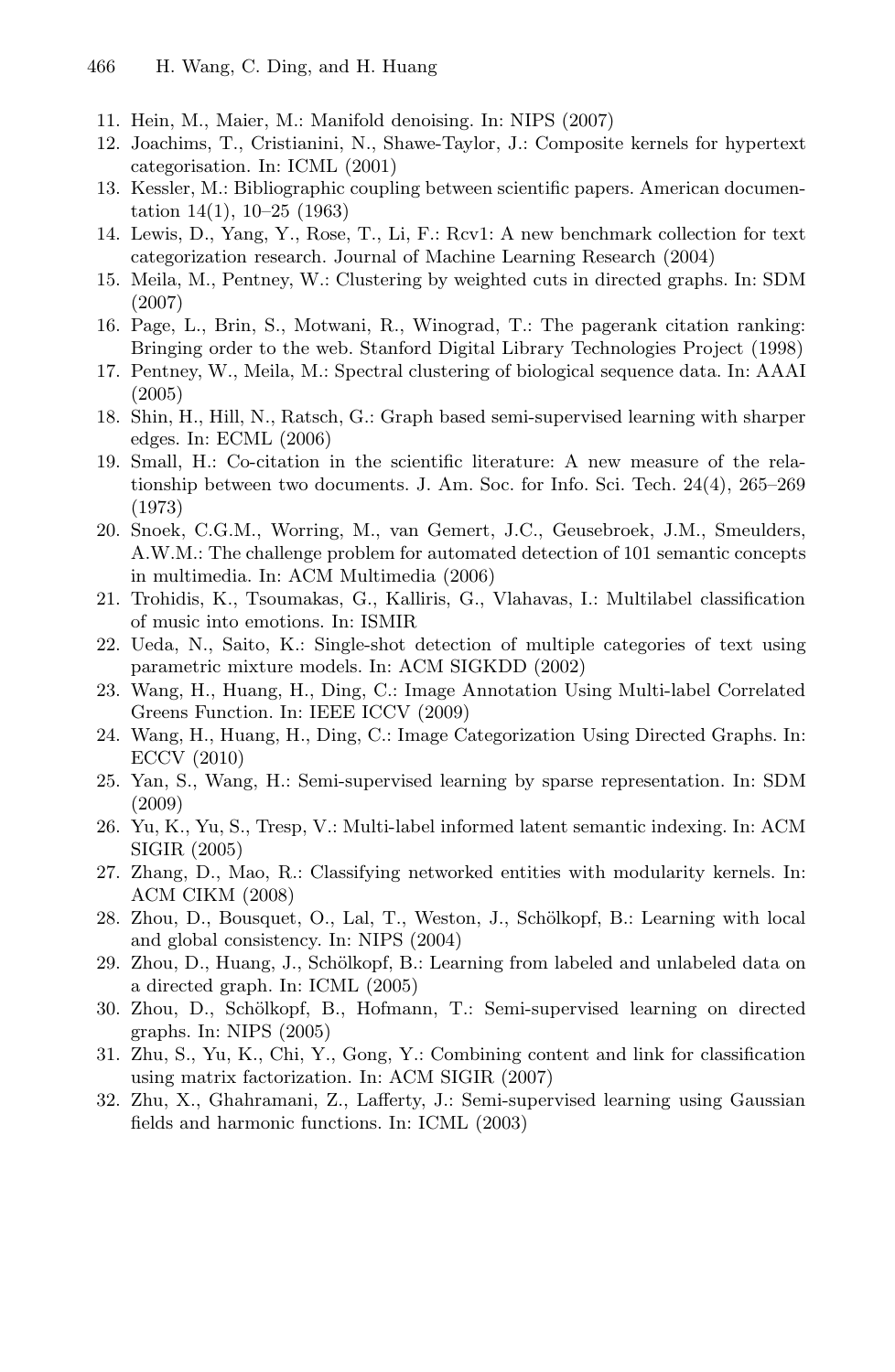11. Hein, M., Maier, M.: Manifold denoising. In: NIPS (2007)
12. Joachims, T., Cristianini, N., Shawe-Taylor, J.: Composite kernels for hypertext categorisation. In: ICML (2001)
13. Kessler, M.: Bibliographic coupling between scientific papers. American documentation 14(1), 10–25 (1963)
14. Lewis, D., Yang, Y., Rose, T., Li, F.: Rcv1: A new benchmark collection for text categorization research. Journal of Machine Learning Research (2004)
15. Meila, M., Pentney, W.: Clustering by weighted cuts in directed graphs. In: SDM (2007)
16. Page, L., Brin, S., Motwani, R., Winograd, T.: The pagerank citation ranking: Bringing order to the web. Stanford Digital Library Technologies Project (1998)
17. Pentney, W., Meila, M.: Spectral clustering of biological sequence data. In: AAAI (2005)
18. Shin, H., Hill, N., Ratsch, G.: Graph based semi-supervised learning with sharper edges. In: ECML (2006)
19. Small, H.: Co-citation in the scientific literature: A new measure of the relationship between two documents. J. Am. Soc. for Info. Sci. Tech. 24(4), 265–269 (1973)
20. Snoek, C.G.M., Worring, M., van Gemert, J.C., Geusebroek, J.M., Smeulders, A.W.M.: The challenge problem for automated detection of 101 semantic concepts in multimedia. In: ACM Multimedia (2006)
21. Trohidis, K., Tsoumakas, G., Kalliris, G., Vlahavas, I.: Multilabel classification of music into emotions. In: ISMIR
22. Ueda, N., Saito, K.: Single-shot detection of multiple categories of text using parametric mixture models. In: ACM SIGKDD (2002)
23. Wang, H., Huang, H., Ding, C.: Image Annotation Using Multi-label Correlated Greens Function. In: IEEE ICCV (2009)
24. Wang, H., Huang, H., Ding, C.: Image Categorization Using Directed Graphs. In: ECCV (2010)
25. Yan, S., Wang, H.: Semi-supervised learning by sparse representation. In: SDM (2009)
26. Yu, K., Yu, S., Tresp, V.: Multi-label informed latent semantic indexing. In: ACM SIGIR (2005)
27. Zhang, D., Mao, R.: Classifying networked entities with modularity kernels. In: ACM CIKM (2008)
28. Zhou, D., Bousquet, O., Lal, T., Weston, J., Schölkopf, B.: Learning with local and global consistency. In: NIPS (2004)
29. Zhou, D., Huang, J., Schölkopf, B.: Learning from labeled and unlabeled data on a directed graph. In: ICML (2005)
30. Zhou, D., Schölkopf, B., Hofmann, T.: Semi-supervised learning on directed graphs. In: NIPS (2005)
31. Zhu, S., Yu, K., Chi, Y., Gong, Y.: Combining content and link for classification using matrix factorization. In: ACM SIGIR (2007)
32. Zhu, X., Ghahramani, Z., Lafferty, J.: Semi-supervised learning using Gaussian fields and harmonic functions. In: ICML (2003)